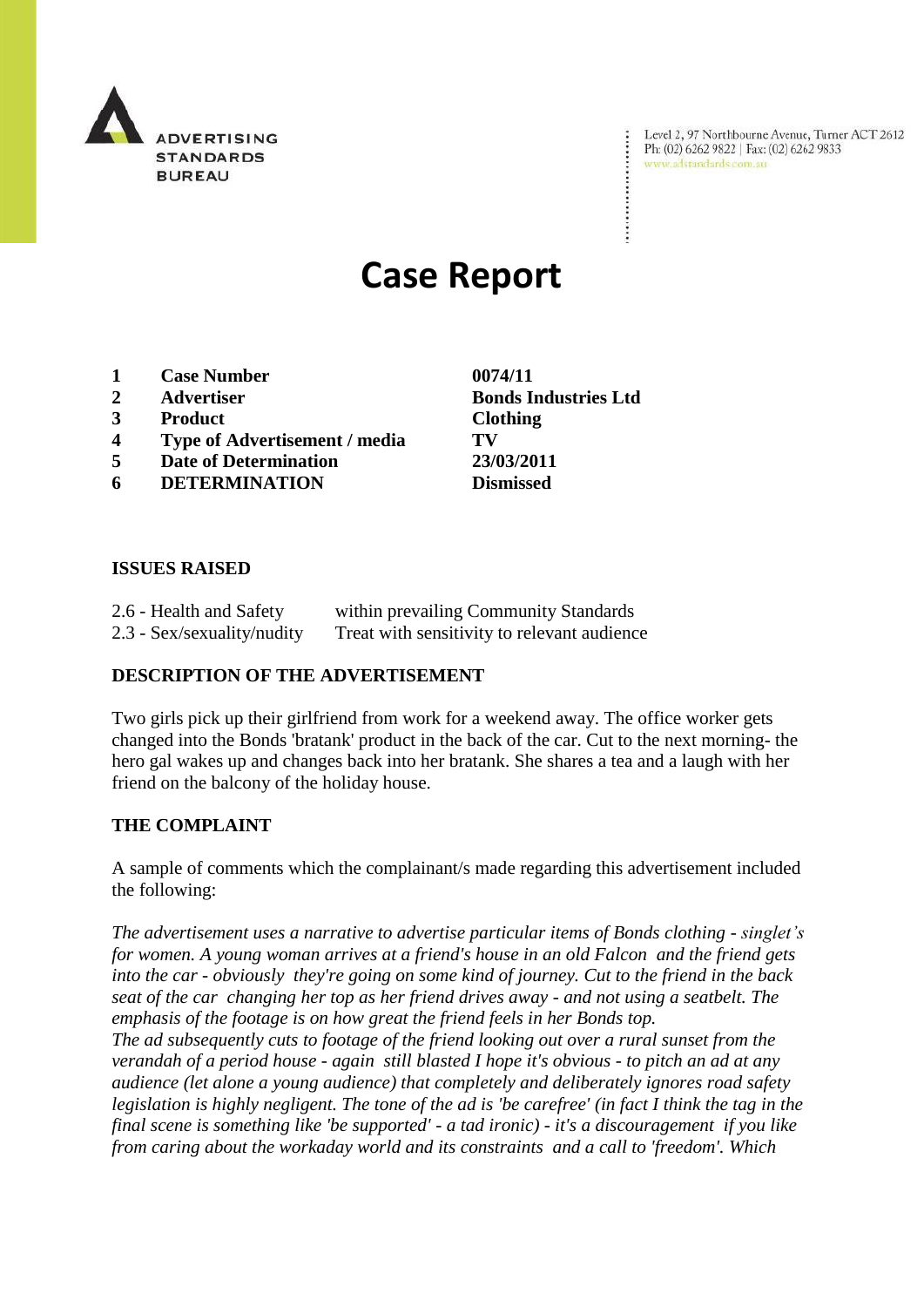ADVERTISING STANDARDS BUREAU

Level 2, 97 Northbourne Avenue, Turner ACT 2612
Ph: (02) 6262 9822 | Fax: (02) 6262 9833
www.adstandards.com.au

# Case Report

| | | |
|---|---|---|
| 1 | **Case Number** | **0074/11** |
| 2 | **Advertiser** | **Bonds Industries Ltd** |
| 3 | **Product** | **Clothing** |
| 4 | **Type of Advertisement / media** | **TV** |
| 5 | **Date of Determination** | **23/03/2011** |
| 6 | **DETERMINATION** | **Dismissed** |

**ISSUES RAISED**

2.6 - Health and Safety within prevailing Community Standards
2.3 - Sex/sexuality/nudity Treat with sensitivity to relevant audience

**DESCRIPTION OF THE ADVERTISEMENT**

Two girls pick up their girlfriend from work for a weekend away. The office worker gets changed into the Bonds 'bratank' product in the back of the car. Cut to the next morning- the hero gal wakes up and changes back into her bratank. She shares a tea and a laugh with her friend on the balcony of the holiday house.

**THE COMPLAINT**

A sample of comments which the complainant/s made regarding this advertisement included the following:

*The advertisement uses a narrative to advertise particular items of Bonds clothing - singlet's for women. A young woman arrives at a friend's house in an old Falcon and the friend gets into the car - obviously they're going on some kind of journey. Cut to the friend in the back seat of the car changing her top as her friend drives away - and not using a seatbelt. The emphasis of the footage is on how great the friend feels in her Bonds top.*
*The ad subsequently cuts to footage of the friend looking out over a rural sunset from the verandah of a period house - again still blasted I hope it's obvious - to pitch an ad at any audience (let alone a young audience) that completely and deliberately ignores road safety legislation is highly negligent. The tone of the ad is 'be carefree' (in fact I think the tag in the final scene is something like 'be supported' - a tad ironic) - it's a discouragement if you like from caring about the workaday world and its constraints and a call to 'freedom'. Which*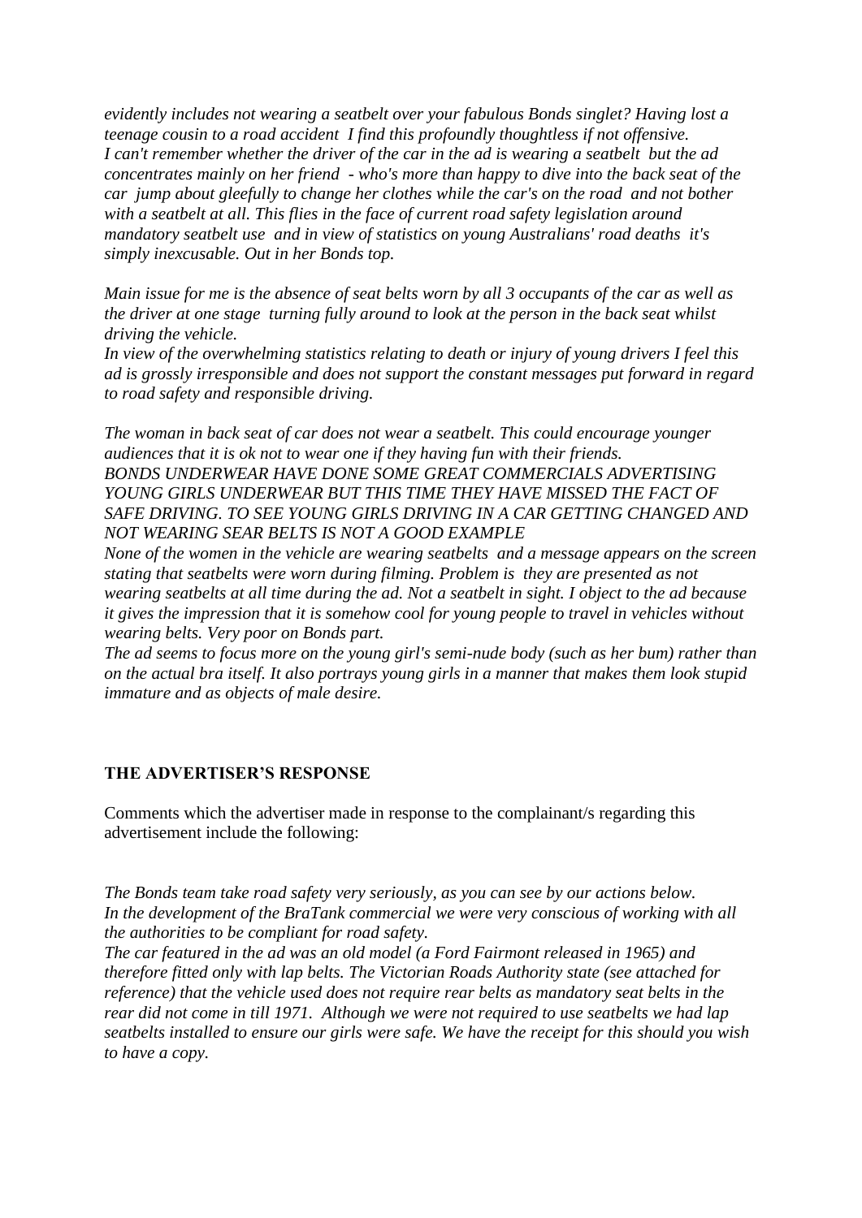*evidently includes not wearing a seatbelt over your fabulous Bonds singlet? Having lost a teenage cousin to a road accident I find this profoundly thoughtless if not offensive. I can't remember whether the driver of the car in the ad is wearing a seatbelt but the ad concentrates mainly on her friend - who's more than happy to dive into the back seat of the car jump about gleefully to change her clothes while the car's on the road and not bother with a seatbelt at all. This flies in the face of current road safety legislation around mandatory seatbelt use and in view of statistics on young Australians' road deaths it's simply inexcusable. Out in her Bonds top.*

*Main issue for me is the absence of seat belts worn by all 3 occupants of the car as well as the driver at one stage turning fully around to look at the person in the back seat whilst driving the vehicle.*
*In view of the overwhelming statistics relating to death or injury of young drivers I feel this ad is grossly irresponsible and does not support the constant messages put forward in regard to road safety and responsible driving.*

*The woman in back seat of car does not wear a seatbelt. This could encourage younger audiences that it is ok not to wear one if they having fun with their friends.*
*BONDS UNDERWEAR HAVE DONE SOME GREAT COMMERCIALS ADVERTISING YOUNG GIRLS UNDERWEAR BUT THIS TIME THEY HAVE MISSED THE FACT OF SAFE DRIVING. TO SEE YOUNG GIRLS DRIVING IN A CAR GETTING CHANGED AND NOT WEARING SEAR BELTS IS NOT A GOOD EXAMPLE*
*None of the women in the vehicle are wearing seatbelts and a message appears on the screen stating that seatbelts were worn during filming. Problem is they are presented as not wearing seatbelts at all time during the ad. Not a seatbelt in sight. I object to the ad because it gives the impression that it is somehow cool for young people to travel in vehicles without wearing belts. Very poor on Bonds part.*
*The ad seems to focus more on the young girl's semi-nude body (such as her bum) rather than on the actual bra itself. It also portrays young girls in a manner that makes them look stupid immature and as objects of male desire.*

**THE ADVERTISER'S RESPONSE**

Comments which the advertiser made in response to the complainant/s regarding this advertisement include the following:

*The Bonds team take road safety very seriously, as you can see by our actions below. In the development of the BraTank commercial we were very conscious of working with all the authorities to be compliant for road safety.*
*The car featured in the ad was an old model (a Ford Fairmont released in 1965) and therefore fitted only with lap belts. The Victorian Roads Authority state (see attached for reference) that the vehicle used does not require rear belts as mandatory seat belts in the rear did not come in till 1971. Although we were not required to use seatbelts we had lap seatbelts installed to ensure our girls were safe. We have the receipt for this should you wish to have a copy.*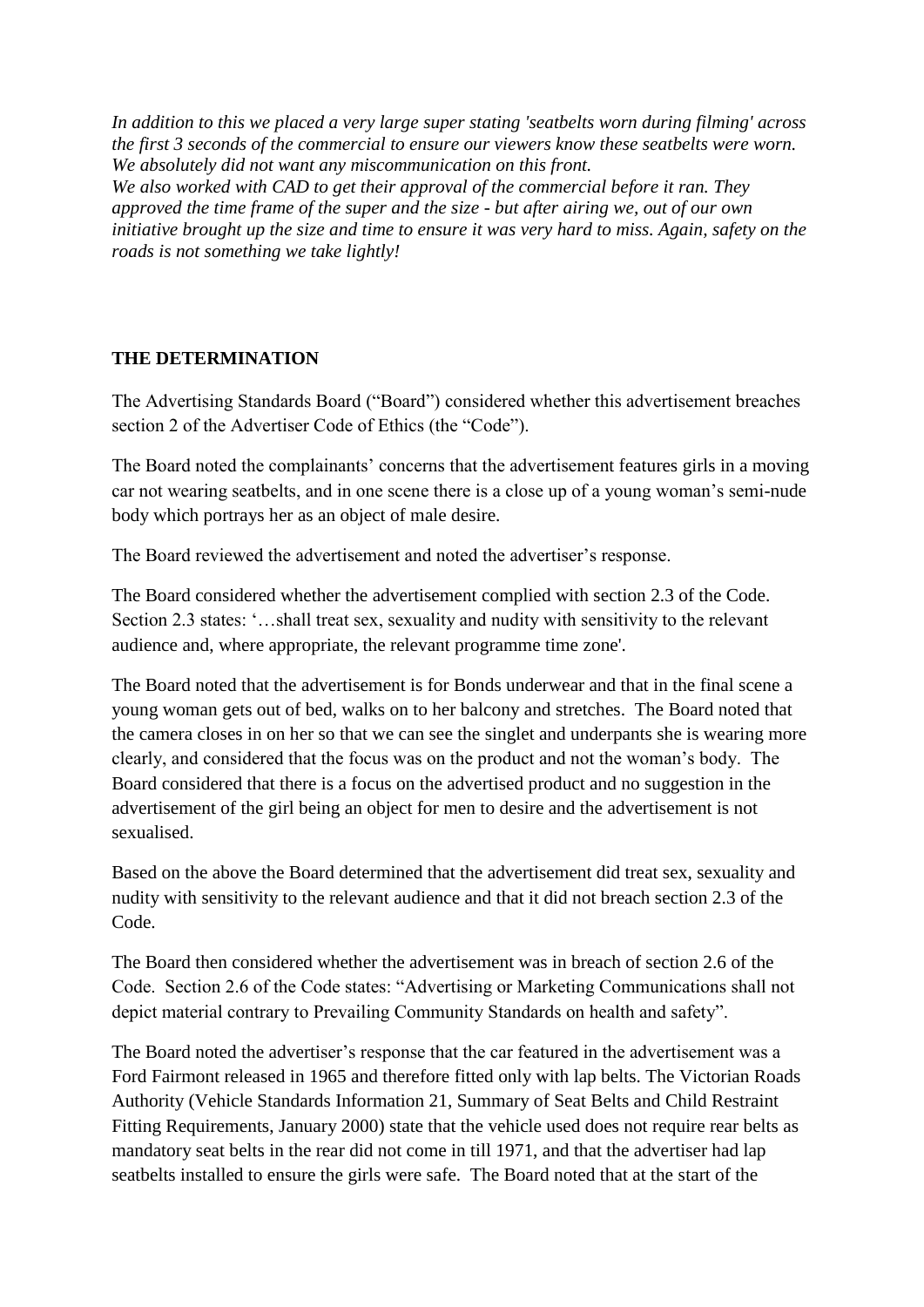*In addition to this we placed a very large super stating 'seatbelts worn during filming' across the first 3 seconds of the commercial to ensure our viewers know these seatbelts were worn. We absolutely did not want any miscommunication on this front.*
*We also worked with CAD to get their approval of the commercial before it ran. They approved the time frame of the super and the size - but after airing we, out of our own initiative brought up the size and time to ensure it was very hard to miss. Again, safety on the roads is not something we take lightly!*

**THE DETERMINATION**

The Advertising Standards Board ("Board") considered whether this advertisement breaches section 2 of the Advertiser Code of Ethics (the "Code").

The Board noted the complainants' concerns that the advertisement features girls in a moving car not wearing seatbelts, and in one scene there is a close up of a young woman's semi-nude body which portrays her as an object of male desire.

The Board reviewed the advertisement and noted the advertiser's response.

The Board considered whether the advertisement complied with section 2.3 of the Code. Section 2.3 states: '…shall treat sex, sexuality and nudity with sensitivity to the relevant audience and, where appropriate, the relevant programme time zone'.

The Board noted that the advertisement is for Bonds underwear and that in the final scene a young woman gets out of bed, walks on to her balcony and stretches. The Board noted that the camera closes in on her so that we can see the singlet and underpants she is wearing more clearly, and considered that the focus was on the product and not the woman's body. The Board considered that there is a focus on the advertised product and no suggestion in the advertisement of the girl being an object for men to desire and the advertisement is not sexualised.

Based on the above the Board determined that the advertisement did treat sex, sexuality and nudity with sensitivity to the relevant audience and that it did not breach section 2.3 of the Code.

The Board then considered whether the advertisement was in breach of section 2.6 of the Code. Section 2.6 of the Code states: "Advertising or Marketing Communications shall not depict material contrary to Prevailing Community Standards on health and safety".

The Board noted the advertiser's response that the car featured in the advertisement was a Ford Fairmont released in 1965 and therefore fitted only with lap belts. The Victorian Roads Authority (Vehicle Standards Information 21, Summary of Seat Belts and Child Restraint Fitting Requirements, January 2000) state that the vehicle used does not require rear belts as mandatory seat belts in the rear did not come in till 1971, and that the advertiser had lap seatbelts installed to ensure the girls were safe. The Board noted that at the start of the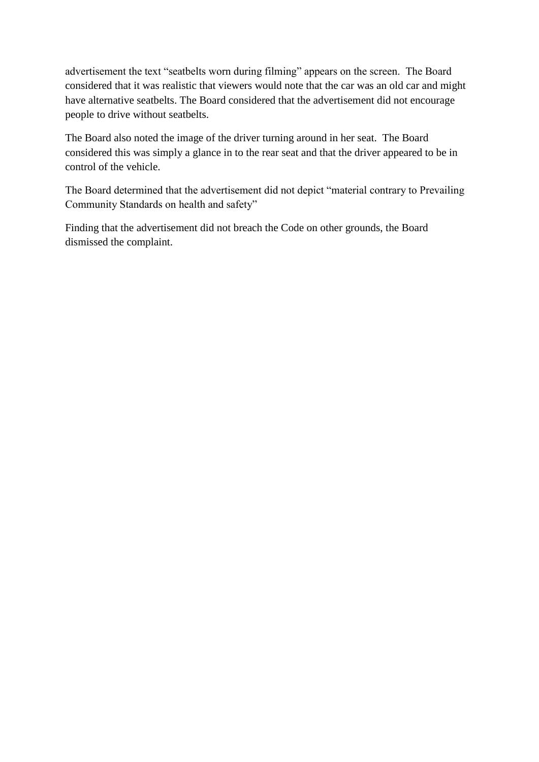advertisement the text "seatbelts worn during filming" appears on the screen. The Board considered that it was realistic that viewers would note that the car was an old car and might have alternative seatbelts. The Board considered that the advertisement did not encourage people to drive without seatbelts.

The Board also noted the image of the driver turning around in her seat. The Board considered this was simply a glance in to the rear seat and that the driver appeared to be in control of the vehicle.

The Board determined that the advertisement did not depict "material contrary to Prevailing Community Standards on health and safety"

Finding that the advertisement did not breach the Code on other grounds, the Board dismissed the complaint.